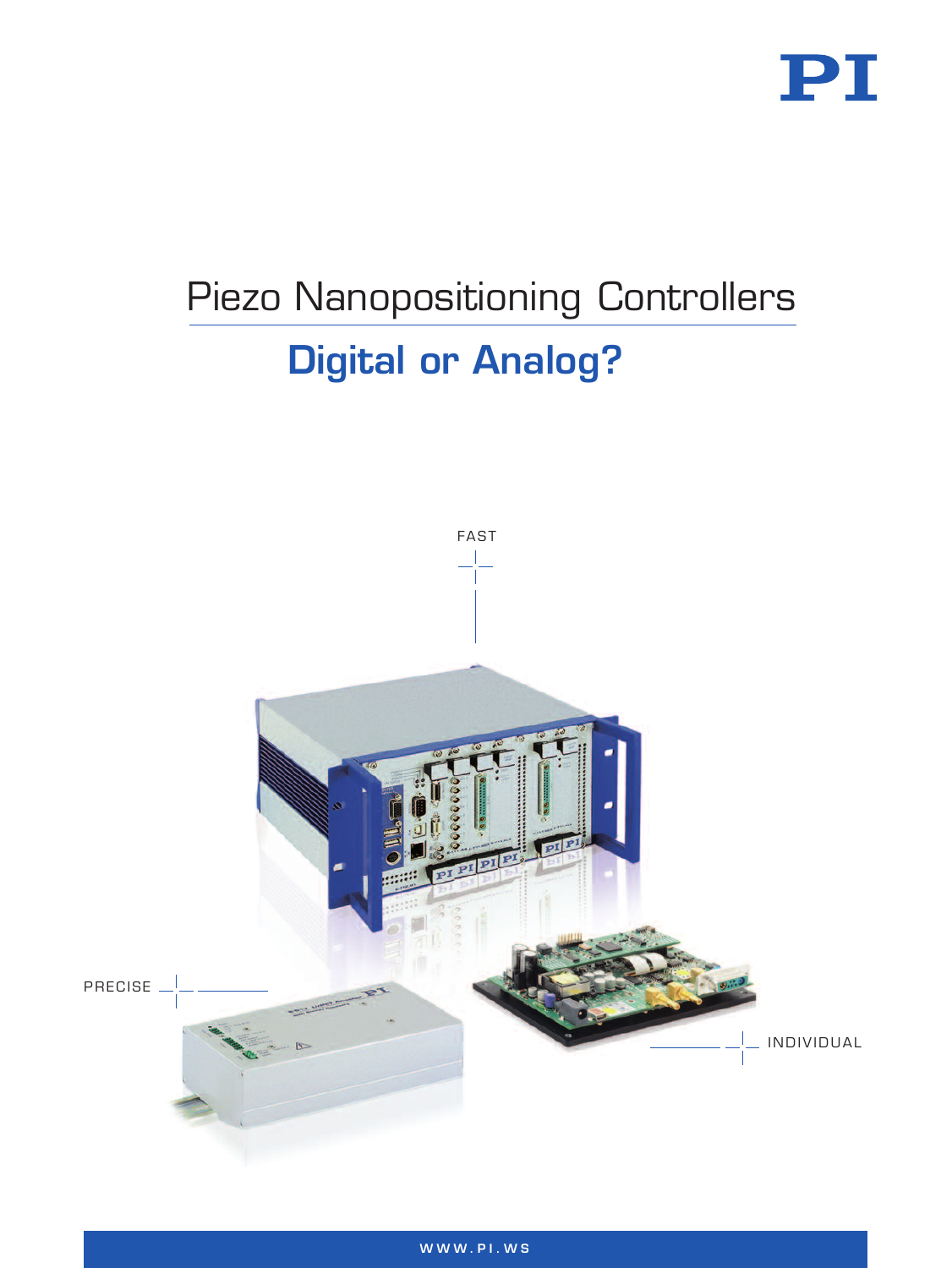PI

# Piezo Nanopositioning Controllers

## Digital or Analog?

FAST

PRECISE

INDIVIDUAL

WWW.PI.WS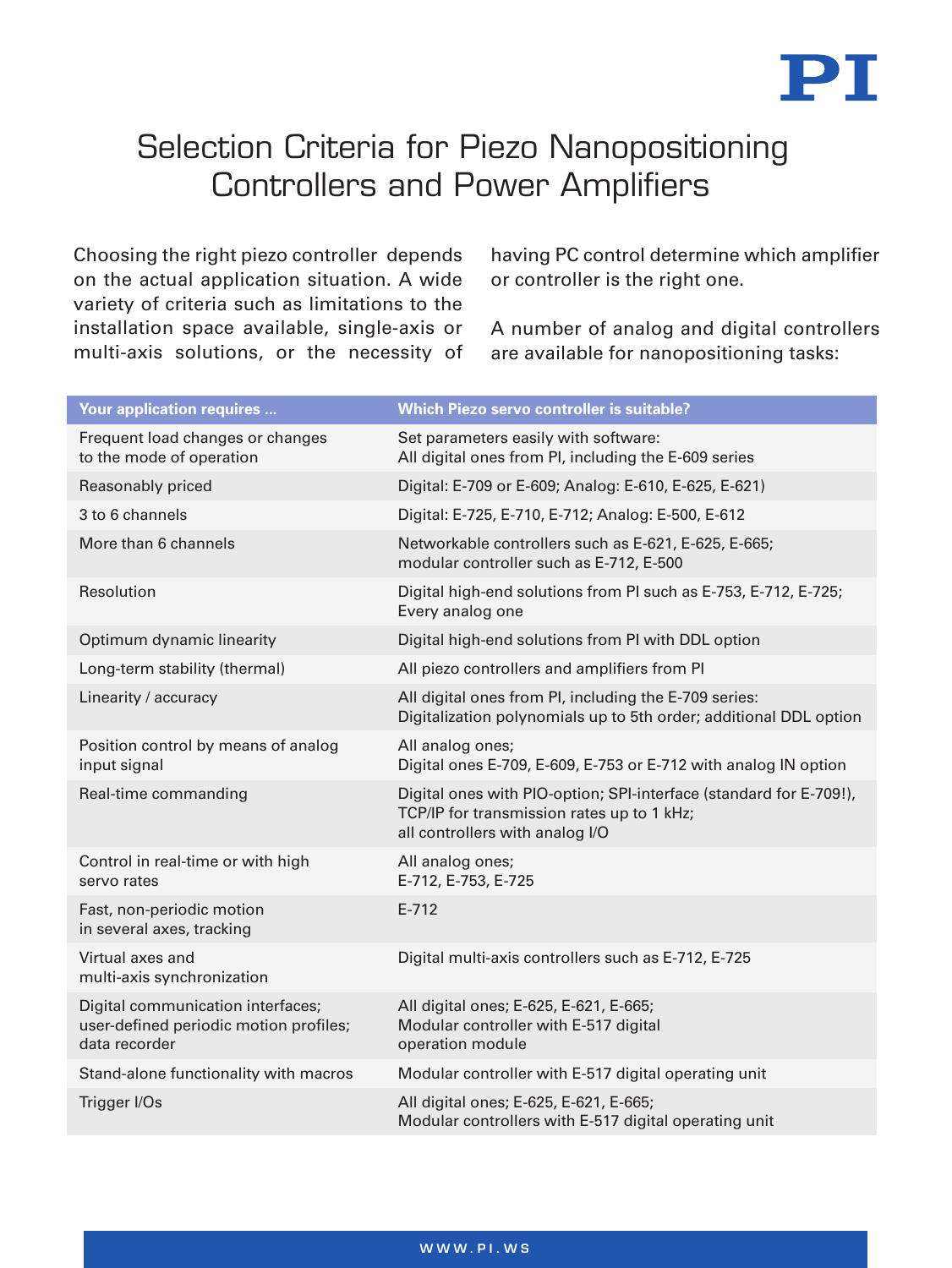# Selection Criteria for Piezo Nanopositioning Controllers and Power Amplifiers

Choosing the right piezo controller depends on the actual application situation. A wide variety of criteria such as limitations to the installation space available, single-axis or multi-axis solutions, or the necessity of having PC control determine which amplifier or controller is the right one.

A number of analog and digital controllers are available for nanopositioning tasks:

| Your application requires ... | Which Piezo servo controller is suitable? |
|---|---|
| Frequent load changes or changes to the mode of operation | Set parameters easily with software: All digital ones from PI, including the E-609 series |
| Reasonably priced | Digital: E-709 or E-609; Analog: E-610, E-625, E-621) |
| 3 to 6 channels | Digital: E-725, E-710, E-712; Analog: E-500, E-612 |
| More than 6 channels | Networkable controllers such as E-621, E-625, E-665; modular controller such as E-712, E-500 |
| Resolution | Digital high-end solutions from PI such as E-753, E-712, E-725; Every analog one |
| Optimum dynamic linearity | Digital high-end solutions from PI with DDL option |
| Long-term stability (thermal) | All piezo controllers and amplifiers from PI |
| Linearity / accuracy | All digital ones from PI, including the E-709 series: Digitalization polynomials up to 5th order; additional DDL option |
| Position control by means of analog input signal | All analog ones; Digital ones E-709, E-609, E-753 or E-712 with analog IN option |
| Real-time commanding | Digital ones with PIO-option; SPI-interface (standard for E-709!), TCP/IP for transmission rates up to 1 kHz; all controllers with analog I/O |
| Control in real-time or with high servo rates | All analog ones; E-712, E-753, E-725 |
| Fast, non-periodic motion in several axes, tracking | E-712 |
| Virtual axes and multi-axis synchronization | Digital multi-axis controllers such as E-712, E-725 |
| Digital communication interfaces; user-defined periodic motion profiles; data recorder | All digital ones; E-625, E-621, E-665; Modular controller with E-517 digital operation module |
| Stand-alone functionality with macros | Modular controller with E-517 digital operating unit |
| Trigger I/Os | All digital ones; E-625, E-621, E-665; Modular controllers with E-517 digital operating unit |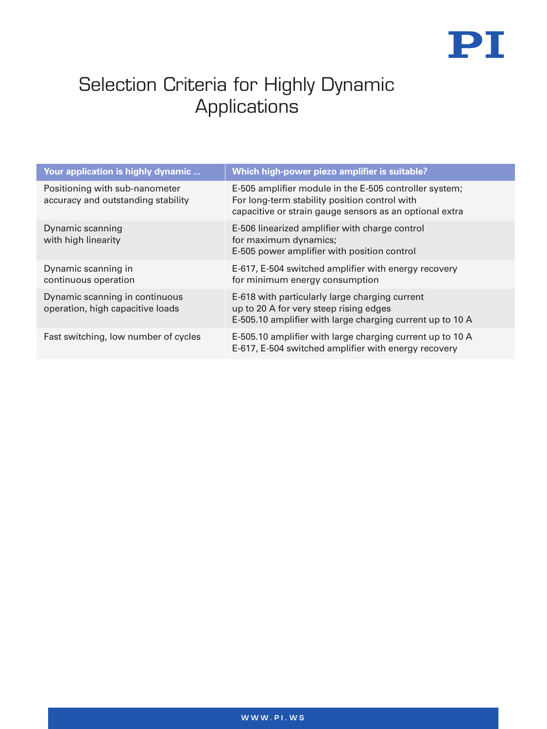# Selection Criteria for Highly Dynamic Applications

| Your application is highly dynamic ... | Which high-power piezo amplifier is suitable? |
|---|---|
| Positioning with sub-nanometer accuracy and outstanding stability | E-505 amplifier module in the E-505 controller system; For long-term stability position control with capacitive or strain gauge sensors as an optional extra |
| Dynamic scanning with high linearity | E-506 linearized amplifier with charge control for maximum dynamics; E-505 power amplifier with position control |
| Dynamic scanning in continuous operation | E-617, E-504 switched amplifier with energy recovery for minimum energy consumption |
| Dynamic scanning in continuous operation, high capacitive loads | E-618 with particularly large charging current up to 20 A for very steep rising edges E-505.10 amplifier with large charging current up to 10 A |
| Fast switching, low number of cycles | E-505.10 amplifier with large charging current up to 10 A E-617, E-504 switched amplifier with energy recovery |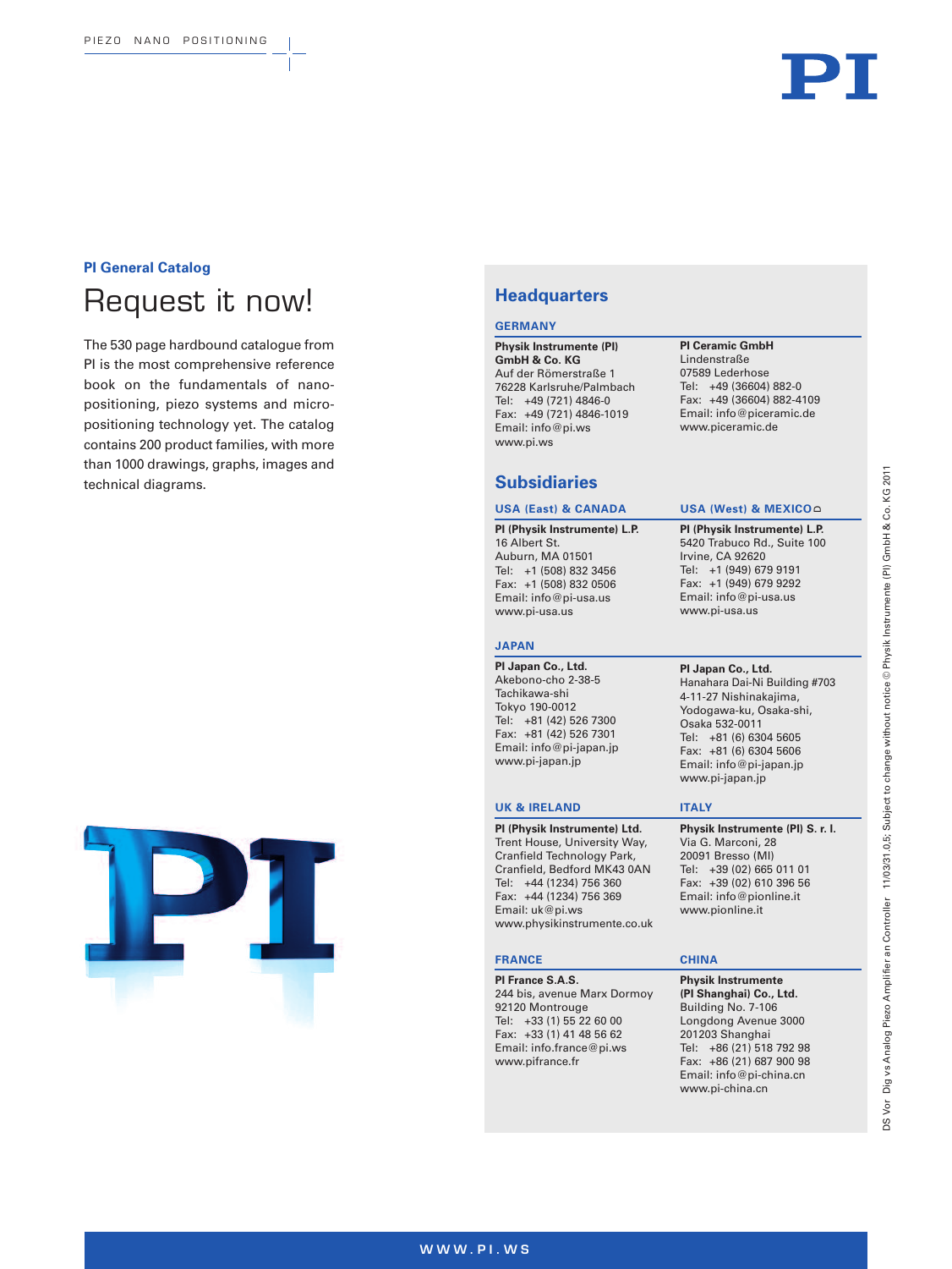**PI General Catalog**

# Request it now!

The 530 page hardbound catalogue from PI is the most comprehensive reference book on the fundamentals of nanopositioning, piezo systems and micropositioning technology yet. The catalog contains 200 product families, with more than 1000 drawings, graphs, images and technical diagrams.

## Headquarters

### GERMANY

**Physik Instrumente (PI) GmbH & Co. KG**
Auf der Römerstraße 1
76228 Karlsruhe/Palmbach
Tel: +49 (721) 4846-0
Fax: +49 (721) 4846-1019
Email: info@pi.ws
www.pi.ws

**PI Ceramic GmbH**
Lindenstraße
07589 Lederhose
Tel: +49 (36604) 882-0
Fax: +49 (36604) 882-4109
Email: info@piceramic.de
www.piceramic.de

## Subsidiaries

### USA (East) & CANADA

**PI (Physik Instrumente) L.P.**
16 Albert St.
Auburn, MA 01501
Tel: +1 (508) 832 3456
Fax: +1 (508) 832 0506
Email: info@pi-usa.us
www.pi-usa.us

### USA (West) & MEXICO

**PI (Physik Instrumente) L.P.**
5420 Trabuco Rd., Suite 100
Irvine, CA 92620
Tel: +1 (949) 679 9191
Fax: +1 (949) 679 9292
Email: info@pi-usa.us
www.pi-usa.us

### JAPAN

**PI Japan Co., Ltd.**
Akebono-cho 2-38-5
Tachikawa-shi
Tokyo 190-0012
Tel: +81 (42) 526 7300
Fax: +81 (42) 526 7301
Email: info@pi-japan.jp
www.pi-japan.jp

**PI Japan Co., Ltd.**
Hanahara Dai-Ni Building #703
4-11-27 Nishinakajima,
Yodogawa-ku, Osaka-shi,
Osaka 532-0011
Tel: +81 (6) 6304 5605
Fax: +81 (6) 6304 5606
Email: info@pi-japan.jp
www.pi-japan.jp

### UK & IRELAND

**PI (Physik Instrumente) Ltd.**
Trent House, University Way,
Cranfield Technology Park,
Cranfield, Bedford MK43 0AN
Tel: +44 (1234) 756 360
Fax: +44 (1234) 756 369
Email: uk@pi.ws
www.physikinstrumente.co.uk

### ITALY

**Physik Instrumente (PI) S. r. l.**
Via G. Marconi, 28
20091 Bresso (MI)
Tel: +39 (02) 665 011 01
Fax: +39 (02) 610 396 56
Email: info@pionline.it
www.pionline.it

### FRANCE

**PI France S.A.S.**
244 bis, avenue Marx Dormoy
92120 Montrouge
Tel: +33 (1) 55 22 60 00
Fax: +33 (1) 41 48 56 62
Email: info.france@pi.ws
www.pifrance.fr

### CHINA

**Physik Instrumente (PI Shanghai) Co., Ltd.**
Building No. 7-106
Longdong Avenue 3000
201203 Shanghai
Tel: +86 (21) 518 792 98
Fax: +86 (21) 687 900 98
Email: info@pi-china.cn
www.pi-china.cn

DS Vor Dig vs Analog Piezo Amplifier an Controller 11/03/31.0,5; Subject to change without notice © Physik Instrumente (PI) GmbH & Co. KG 2011

WWW.PI.WS